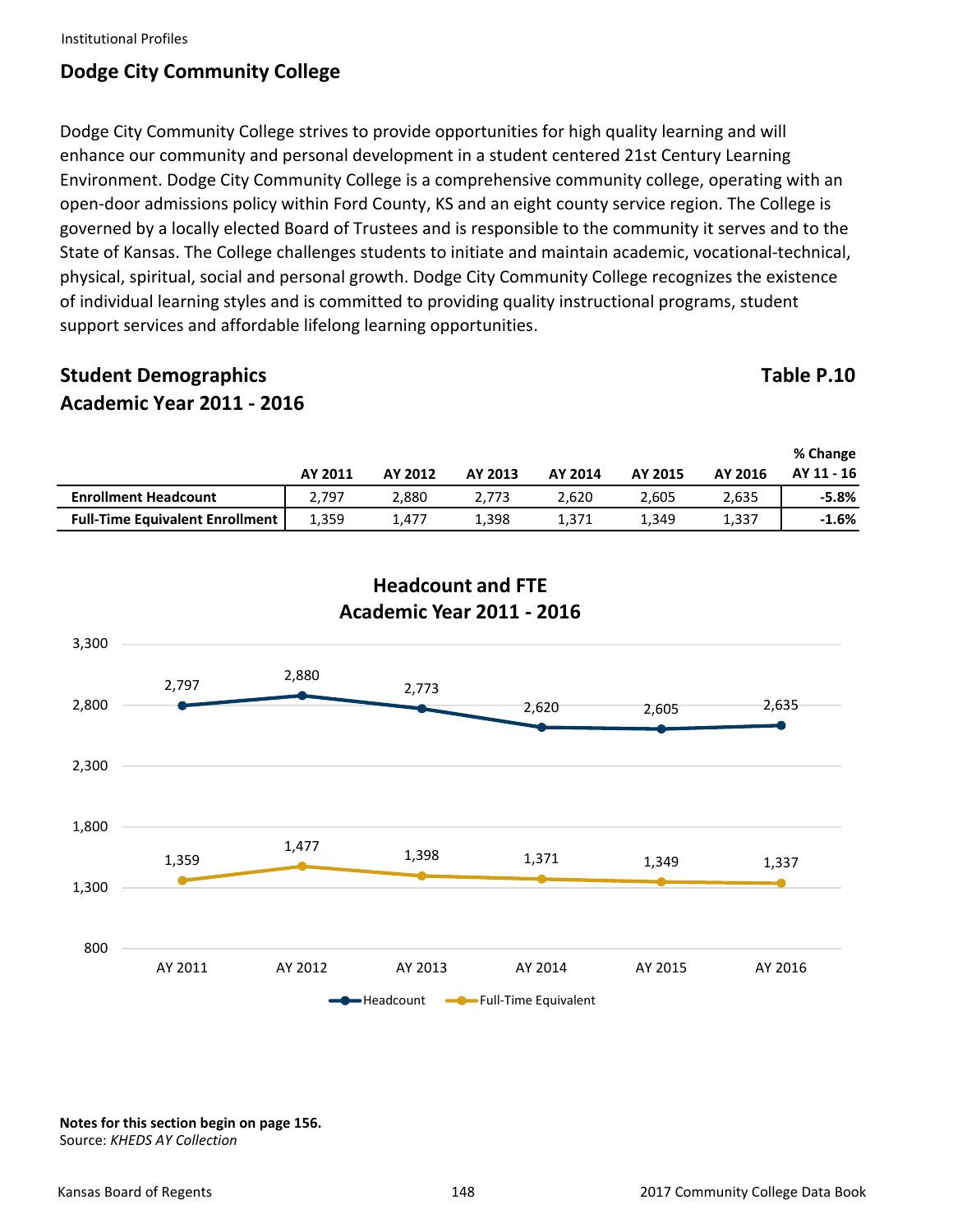Institutional Profiles

## Dodge City Community College

Dodge City Community College strives to provide opportunities for high quality learning and will enhance our community and personal development in a student centered 21st Century Learning Environment. Dodge City Community College is a comprehensive community college, operating with an open-door admissions policy within Ford County, KS and an eight county service region. The College is governed by a locally elected Board of Trustees and is responsible to the community it serves and to the State of Kansas. The College challenges students to initiate and maintain academic, vocational-technical, physical, spiritual, social and personal growth. Dodge City Community College recognizes the existence of individual learning styles and is committed to providing quality instructional programs, student support services and affordable lifelong learning opportunities.

### Student Demographics
### Academic Year 2011 - 2016

**Table P.10**

| | AY 2011 | AY 2012 | AY 2013 | AY 2014 | AY 2015 | AY 2016 | % Change AY 11 - 16 |
|---|---|---|---|---|---|---|---|
| **Enrollment Headcount** | 2,797 | 2,880 | 2,773 | 2,620 | 2,605 | 2,635 | **-5.8%** |
| **Full-Time Equivalent Enrollment** | 1,359 | 1,477 | 1,398 | 1,371 | 1,349 | 1,337 | **-1.6%** |

**Headcount and FTE**
**Academic Year 2011 - 2016**

| | AY 2011 | AY 2012 | AY 2013 | AY 2014 | AY 2015 | AY 2016 |
|---|---|---|---|---|---|---|
| Headcount | 2,797 | 2,880 | 2,773 | 2,620 | 2,605 | 2,635 |
| Full-Time Equivalent | 1,359 | 1,477 | 1,398 | 1,371 | 1,349 | 1,337 |

**Notes for this section begin on page 156.**
Source: *KHEDS AY Collection*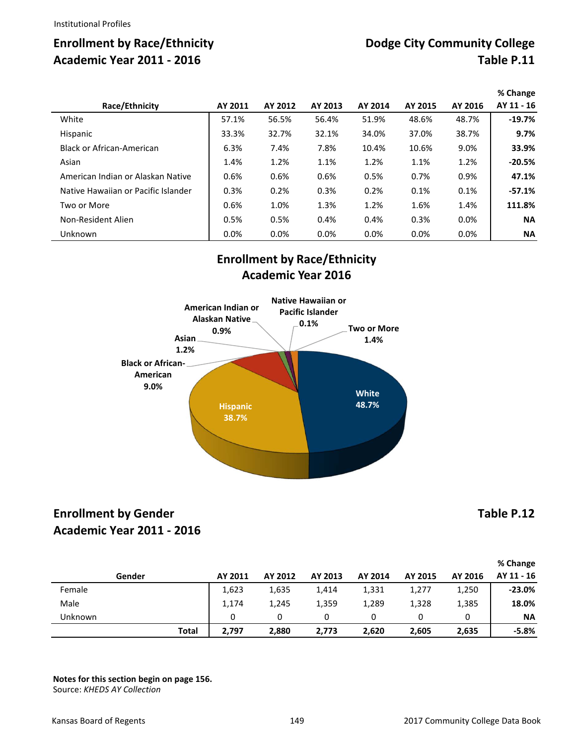Institutional Profiles

## Enrollment by Race/Ethnicity
## Academic Year 2011 - 2016

## Dodge City Community College
## Table P.11

| Race/Ethnicity | AY 2011 | AY 2012 | AY 2013 | AY 2014 | AY 2015 | AY 2016 | % Change AY 11 - 16 |
|---|---|---|---|---|---|---|---|
| White | 57.1% | 56.5% | 56.4% | 51.9% | 48.6% | 48.7% | **-19.7%** |
| Hispanic | 33.3% | 32.7% | 32.1% | 34.0% | 37.0% | 38.7% | **9.7%** |
| Black or African-American | 6.3% | 7.4% | 7.8% | 10.4% | 10.6% | 9.0% | **33.9%** |
| Asian | 1.4% | 1.2% | 1.1% | 1.2% | 1.1% | 1.2% | **-20.5%** |
| American Indian or Alaskan Native | 0.6% | 0.6% | 0.6% | 0.5% | 0.7% | 0.9% | **47.1%** |
| Native Hawaiian or Pacific Islander | 0.3% | 0.2% | 0.3% | 0.2% | 0.1% | 0.1% | **-57.1%** |
| Two or More | 0.6% | 1.0% | 1.3% | 1.2% | 1.6% | 1.4% | **111.8%** |
| Non-Resident Alien | 0.5% | 0.5% | 0.4% | 0.4% | 0.3% | 0.0% | **NA** |
| Unknown | 0.0% | 0.0% | 0.0% | 0.0% | 0.0% | 0.0% | **NA** |

### Enrollment by Race/Ethnicity
### Academic Year 2016

White 48.7%; Hispanic 38.7%; Black or African-American 9.0%; Asian 1.2%; American Indian or Alaskan Native 0.9%; Native Hawaiian or Pacific Islander 0.1%; Two or More 1.4%

## Enrollment by Gender
## Academic Year 2011 - 2016

## Table P.12

| Gender | AY 2011 | AY 2012 | AY 2013 | AY 2014 | AY 2015 | AY 2016 | % Change AY 11 - 16 |
|---|---|---|---|---|---|---|---|
| Female | 1,623 | 1,635 | 1,414 | 1,331 | 1,277 | 1,250 | **-23.0%** |
| Male | 1,174 | 1,245 | 1,359 | 1,289 | 1,328 | 1,385 | **18.0%** |
| Unknown | 0 | 0 | 0 | 0 | 0 | 0 | **NA** |
| **Total** | **2,797** | **2,880** | **2,773** | **2,620** | **2,605** | **2,635** | **-5.8%** |

**Notes for this section begin on page 156.**
Source: *KHEDS AY Collection*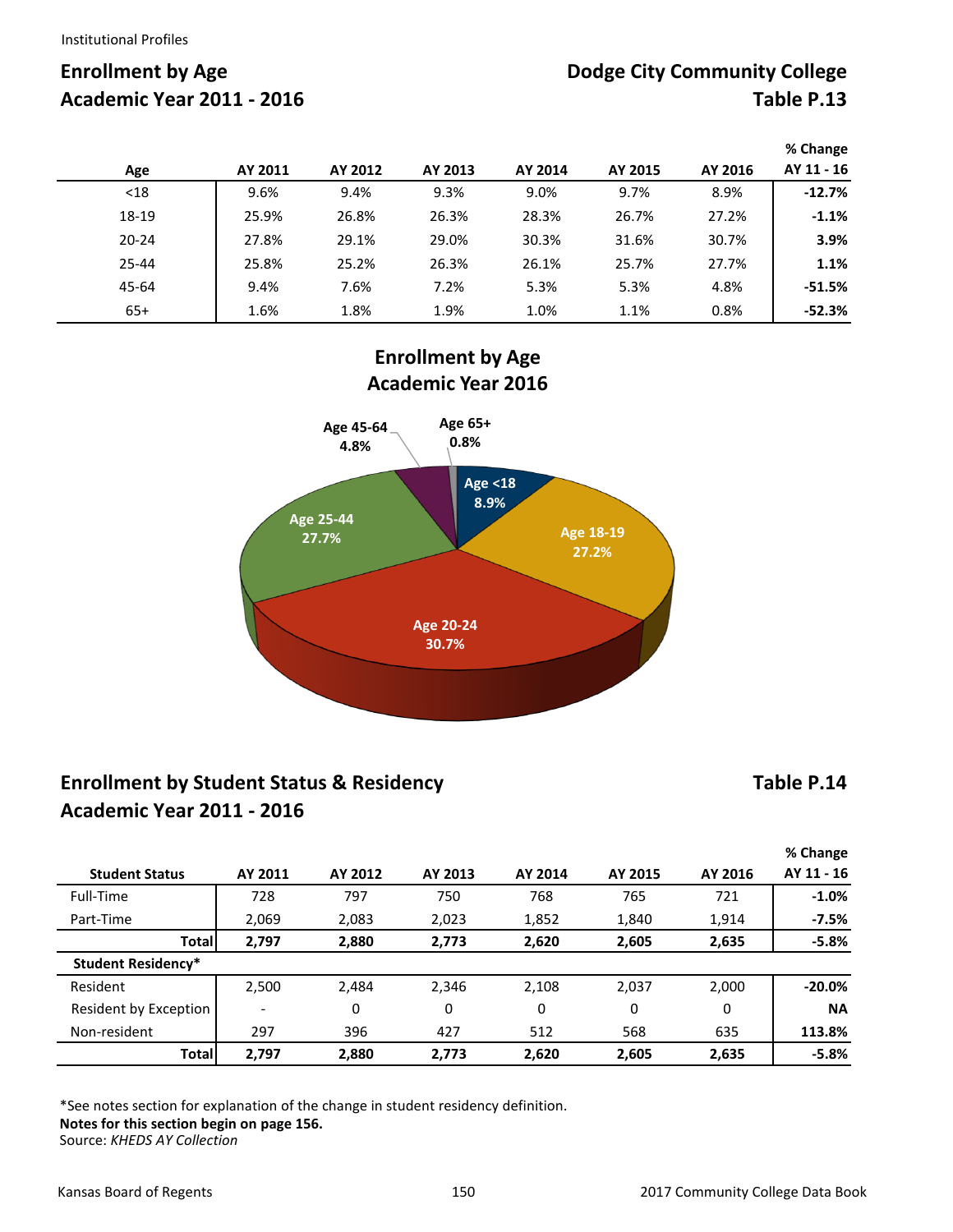Institutional Profiles

## Enrollment by Age
## Academic Year 2011 - 2016

## Dodge City Community College
## Table P.13

| Age | AY 2011 | AY 2012 | AY 2013 | AY 2014 | AY 2015 | AY 2016 | % Change AY 11 - 16 |
|---|---|---|---|---|---|---|---|
| <18 | 9.6% | 9.4% | 9.3% | 9.0% | 9.7% | 8.9% | **-12.7%** |
| 18-19 | 25.9% | 26.8% | 26.3% | 28.3% | 26.7% | 27.2% | **-1.1%** |
| 20-24 | 27.8% | 29.1% | 29.0% | 30.3% | 31.6% | 30.7% | **3.9%** |
| 25-44 | 25.8% | 25.2% | 26.3% | 26.1% | 25.7% | 27.7% | **1.1%** |
| 45-64 | 9.4% | 7.6% | 7.2% | 5.3% | 5.3% | 4.8% | **-51.5%** |
| 65+ | 1.6% | 1.8% | 1.9% | 1.0% | 1.1% | 0.8% | **-52.3%** |

### Enrollment by Age
### Academic Year 2016

Age <18 8.9%; Age 18-19 27.2%; Age 20-24 30.7%; Age 25-44 27.7%; Age 45-64 4.8%; Age 65+ 0.8%

## Enrollment by Student Status & Residency
## Academic Year 2011 - 2016

## Table P.14

| Student Status | AY 2011 | AY 2012 | AY 2013 | AY 2014 | AY 2015 | AY 2016 | % Change AY 11 - 16 |
|---|---|---|---|---|---|---|---|
| Full-Time | 728 | 797 | 750 | 768 | 765 | 721 | **-1.0%** |
| Part-Time | 2,069 | 2,083 | 2,023 | 1,852 | 1,840 | 1,914 | **-7.5%** |
| **Total** | **2,797** | **2,880** | **2,773** | **2,620** | **2,605** | **2,635** | **-5.8%** |
| **Student Residency*** | | | | | | | |
| Resident | 2,500 | 2,484 | 2,346 | 2,108 | 2,037 | 2,000 | **-20.0%** |
| Resident by Exception | - | 0 | 0 | 0 | 0 | 0 | **NA** |
| Non-resident | 297 | 396 | 427 | 512 | 568 | 635 | **113.8%** |
| **Total** | **2,797** | **2,880** | **2,773** | **2,620** | **2,605** | **2,635** | **-5.8%** |

*See notes section for explanation of the change in student residency definition.
**Notes for this section begin on page 156.**
Source: *KHEDS AY Collection*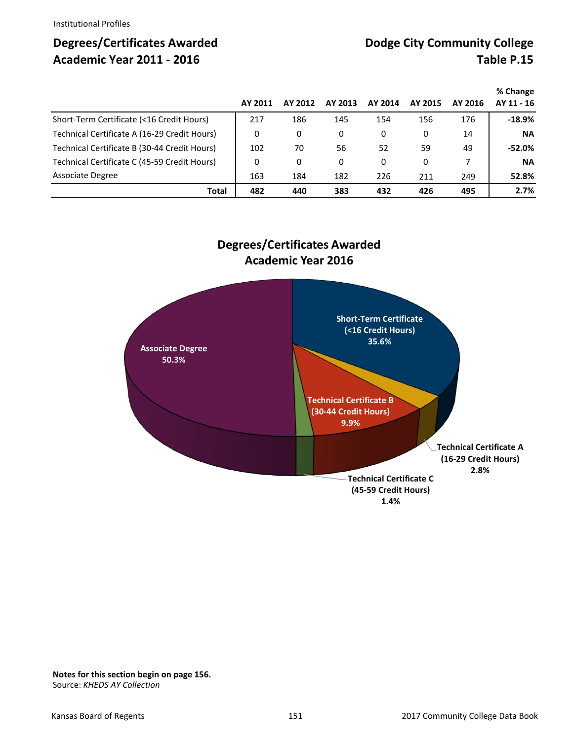Institutional Profiles

## Degrees/Certificates Awarded
## Academic Year 2011 - 2016

## Dodge City Community College
## Table P.15

| | AY 2011 | AY 2012 | AY 2013 | AY 2014 | AY 2015 | AY 2016 | % Change AY 11 - 16 |
|---|---|---|---|---|---|---|---|
| Short-Term Certificate (<16 Credit Hours) | 217 | 186 | 145 | 154 | 156 | 176 | **-18.9%** |
| Technical Certificate A (16-29 Credit Hours) | 0 | 0 | 0 | 0 | 0 | 14 | **NA** |
| Technical Certificate B (30-44 Credit Hours) | 102 | 70 | 56 | 52 | 59 | 49 | **-52.0%** |
| Technical Certificate C (45-59 Credit Hours) | 0 | 0 | 0 | 0 | 0 | 7 | **NA** |
| Associate Degree | 163 | 184 | 182 | 226 | 211 | 249 | **52.8%** |
| **Total** | **482** | **440** | **383** | **432** | **426** | **495** | **2.7%** |

**Degrees/Certificates Awarded**
**Academic Year 2016**

Short-Term Certificate (<16 Credit Hours) 35.6%
Associate Degree 50.3%
Technical Certificate B (30-44 Credit Hours) 9.9%
Technical Certificate A (16-29 Credit Hours) 2.8%
Technical Certificate C (45-59 Credit Hours) 1.4%

**Notes for this section begin on page 156.**
Source: *KHEDS AY Collection*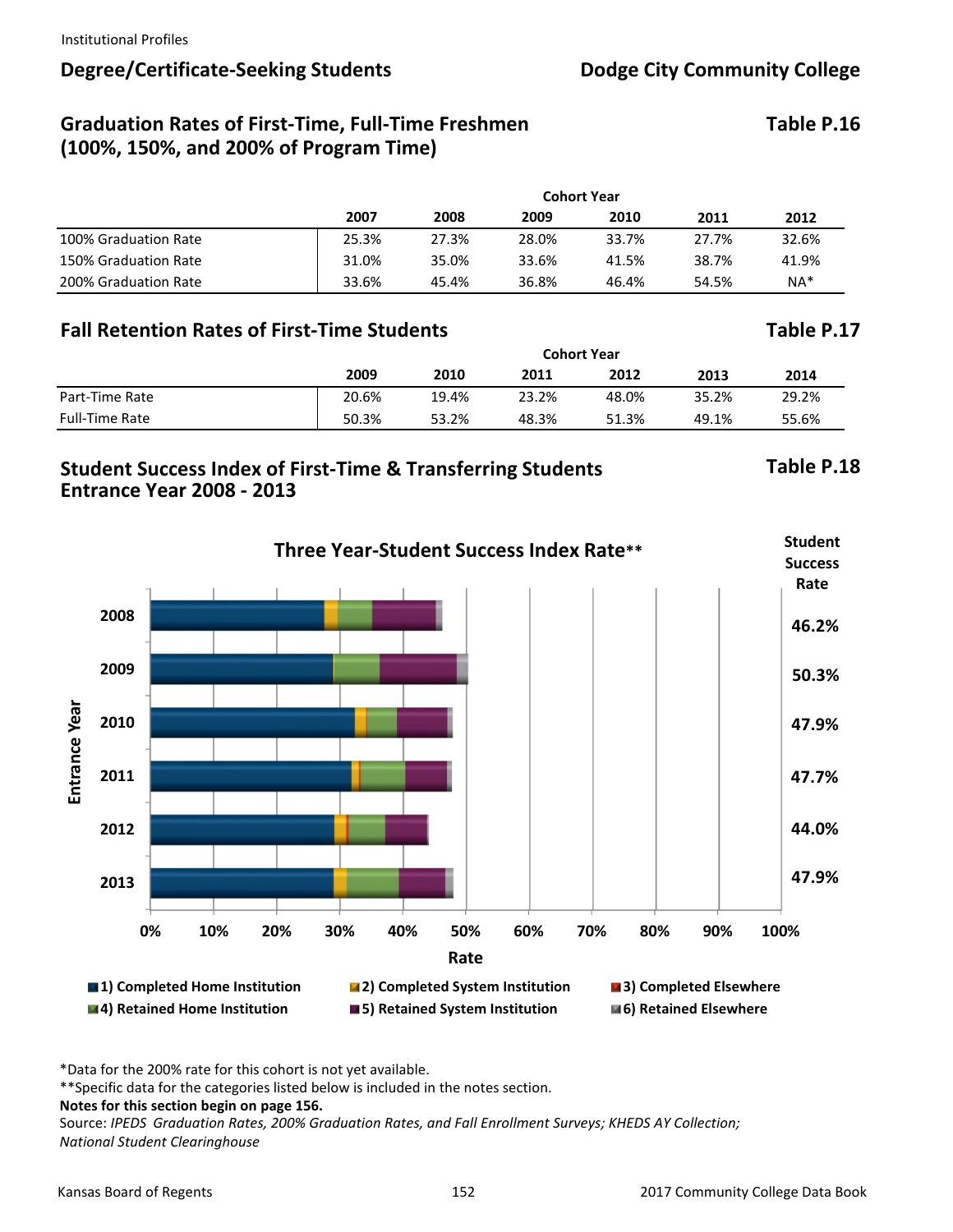Institutional Profiles

## Degree/Certificate-Seeking Students — Dodge City Community College

### Graduation Rates of First-Time, Full-Time Freshmen (100%, 150%, and 200% of Program Time) — Table P.16

| | Cohort Year | | | | | |
|---|---|---|---|---|---|---|
| | 2007 | 2008 | 2009 | 2010 | 2011 | 2012 |
| 100% Graduation Rate | 25.3% | 27.3% | 28.0% | 33.7% | 27.7% | 32.6% |
| 150% Graduation Rate | 31.0% | 35.0% | 33.6% | 41.5% | 38.7% | 41.9% |
| 200% Graduation Rate | 33.6% | 45.4% | 36.8% | 46.4% | 54.5% | NA* |

### Fall Retention Rates of First-Time Students — Table P.17

| | Cohort Year | | | | | |
|---|---|---|---|---|---|---|
| | 2009 | 2010 | 2011 | 2012 | 2013 | 2014 |
| Part-Time Rate | 20.6% | 19.4% | 23.2% | 48.0% | 35.2% | 29.2% |
| Full-Time Rate | 50.3% | 53.2% | 48.3% | 51.3% | 49.1% | 55.6% |

### Student Success Index of First-Time & Transferring Students Entrance Year 2008 - 2013 — Table P.18

**Three Year-Student Success Index Rate****

| Entrance Year | Student Success Rate |
|---|---|
| 2008 | 46.2% |
| 2009 | 50.3% |
| 2010 | 47.9% |
| 2011 | 47.7% |
| 2012 | 44.0% |
| 2013 | 47.9% |

Legend: 1) Completed Home Institution; 2) Completed System Institution; 3) Completed Elsewhere; 4) Retained Home Institution; 5) Retained System Institution; 6) Retained Elsewhere

*Data for the 200% rate for this cohort is not yet available.

**Specific data for the categories listed below is included in the notes section.

**Notes for this section begin on page 156.**

Source: *IPEDS Graduation Rates, 200% Graduation Rates, and Fall Enrollment Surveys; KHEDS AY Collection; National Student Clearinghouse*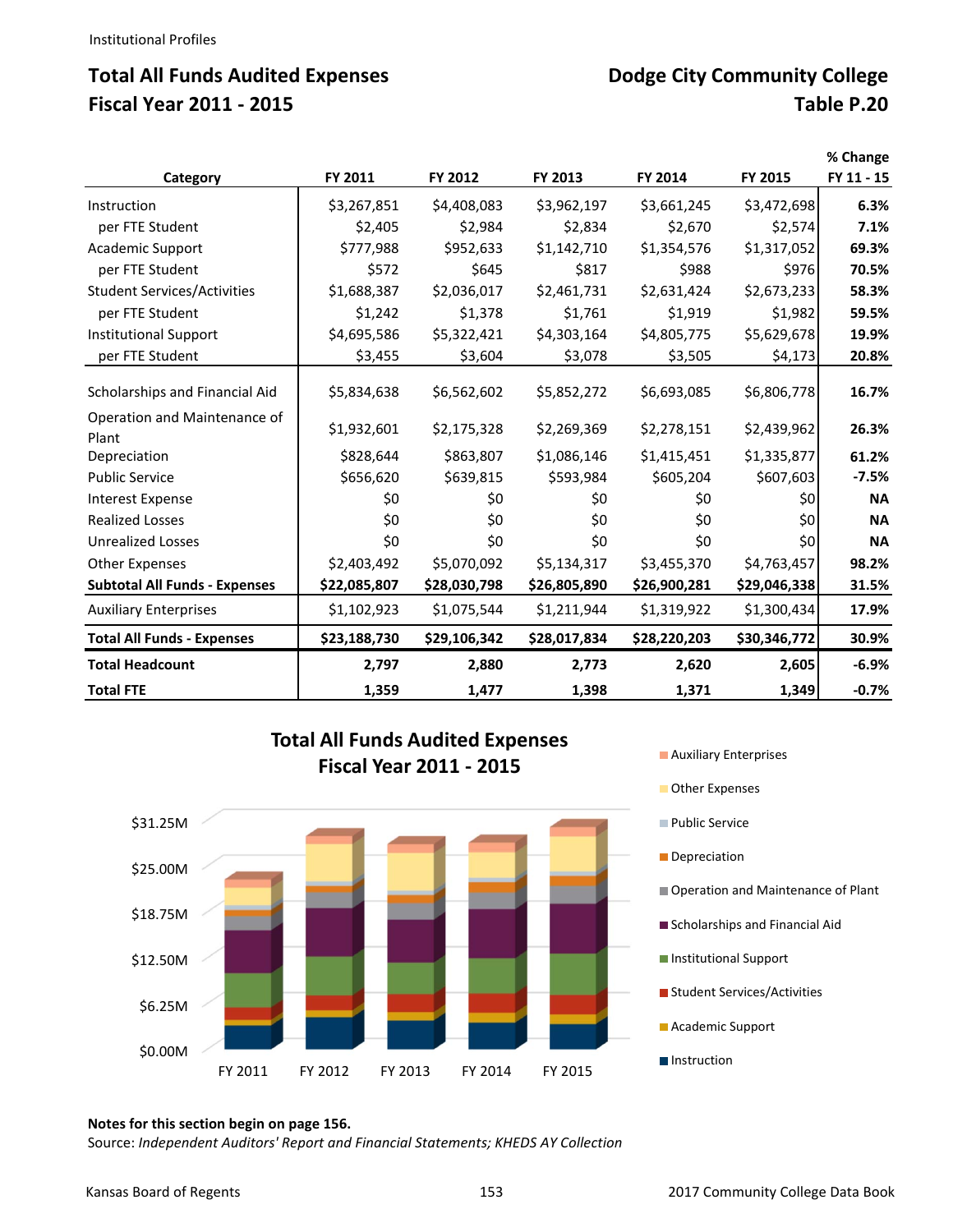Institutional Profiles

## Total All Funds Audited Expenses
## Fiscal Year 2011 - 2015

## Dodge City Community College
## Table P.20

| Category | FY 2011 | FY 2012 | FY 2013 | FY 2014 | FY 2015 | % Change FY 11 - 15 |
|---|---|---|---|---|---|---|
| Instruction | $3,267,851 | $4,408,083 | $3,962,197 | $3,661,245 | $3,472,698 | **6.3%** |
| per FTE Student | $2,405 | $2,984 | $2,834 | $2,670 | $2,574 | **7.1%** |
| Academic Support | $777,988 | $952,633 | $1,142,710 | $1,354,576 | $1,317,052 | **69.3%** |
| per FTE Student | $572 | $645 | $817 | $988 | $976 | **70.5%** |
| Student Services/Activities | $1,688,387 | $2,036,017 | $2,461,731 | $2,631,424 | $2,673,233 | **58.3%** |
| per FTE Student | $1,242 | $1,378 | $1,761 | $1,919 | $1,982 | **59.5%** |
| Institutional Support | $4,695,586 | $5,322,421 | $4,303,164 | $4,805,775 | $5,629,678 | **19.9%** |
| per FTE Student | $3,455 | $3,604 | $3,078 | $3,505 | $4,173 | **20.8%** |
| Scholarships and Financial Aid | $5,834,638 | $6,562,602 | $5,852,272 | $6,693,085 | $6,806,778 | **16.7%** |
| Operation and Maintenance of Plant | $1,932,601 | $2,175,328 | $2,269,369 | $2,278,151 | $2,439,962 | **26.3%** |
| Depreciation | $828,644 | $863,807 | $1,086,146 | $1,415,451 | $1,335,877 | **61.2%** |
| Public Service | $656,620 | $639,815 | $593,984 | $605,204 | $607,603 | **-7.5%** |
| Interest Expense | $0 | $0 | $0 | $0 | $0 | **NA** |
| Realized Losses | $0 | $0 | $0 | $0 | $0 | **NA** |
| Unrealized Losses | $0 | $0 | $0 | $0 | $0 | **NA** |
| Other Expenses | $2,403,492 | $5,070,092 | $5,134,317 | $3,455,370 | $4,763,457 | **98.2%** |
| **Subtotal All Funds - Expenses** | **$22,085,807** | **$28,030,798** | **$26,805,890** | **$26,900,281** | **$29,046,338** | **31.5%** |
| Auxiliary Enterprises | $1,102,923 | $1,075,544 | $1,211,944 | $1,319,922 | $1,300,434 | **17.9%** |
| **Total All Funds - Expenses** | **$23,188,730** | **$29,106,342** | **$28,017,834** | **$28,220,203** | **$30,346,772** | **30.9%** |
| **Total Headcount** | **2,797** | **2,880** | **2,773** | **2,620** | **2,605** | **-6.9%** |
| **Total FTE** | **1,359** | **1,477** | **1,398** | **1,371** | **1,349** | **-0.7%** |

**Total All Funds Audited Expenses Fiscal Year 2011 - 2015**

**Notes for this section begin on page 156.**
Source: *Independent Auditors' Report and Financial Statements; KHEDS AY Collection*

Kansas Board of Regents — 2017 Community College Data Book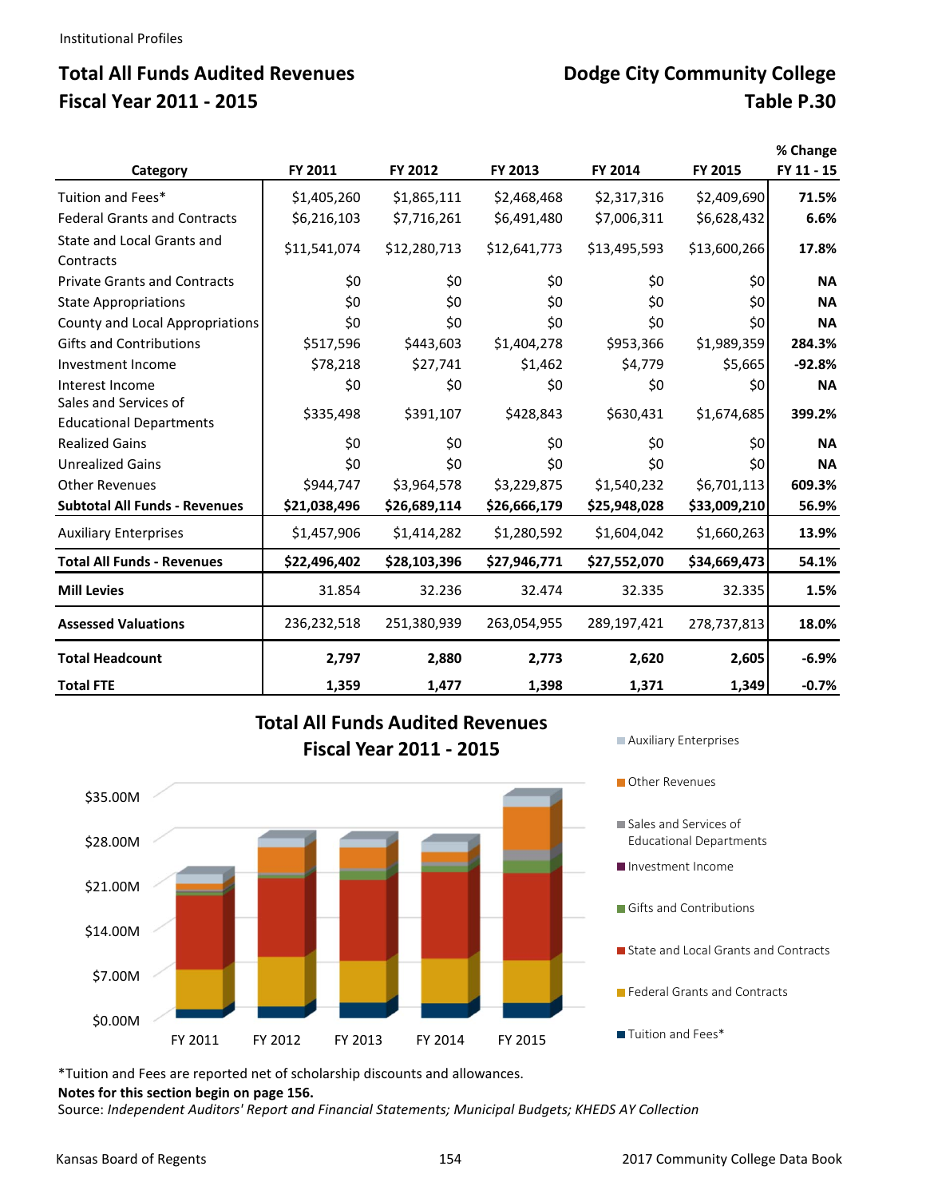Institutional Profiles

## Total All Funds Audited Revenues
## Fiscal Year 2011 - 2015

## Dodge City Community College
## Table P.30

| Category | FY 2011 | FY 2012 | FY 2013 | FY 2014 | FY 2015 | % Change FY 11 - 15 |
|---|---|---|---|---|---|---|
| Tuition and Fees* | $1,405,260 | $1,865,111 | $2,468,468 | $2,317,316 | $2,409,690 | **71.5%** |
| Federal Grants and Contracts | $6,216,103 | $7,716,261 | $6,491,480 | $7,006,311 | $6,628,432 | **6.6%** |
| State and Local Grants and Contracts | $11,541,074 | $12,280,713 | $12,641,773 | $13,495,593 | $13,600,266 | **17.8%** |
| Private Grants and Contracts | $0 | $0 | $0 | $0 | $0 | **NA** |
| State Appropriations | $0 | $0 | $0 | $0 | $0 | **NA** |
| County and Local Appropriations | $0 | $0 | $0 | $0 | $0 | **NA** |
| Gifts and Contributions | $517,596 | $443,603 | $1,404,278 | $953,366 | $1,989,359 | **284.3%** |
| Investment Income | $78,218 | $27,741 | $1,462 | $4,779 | $5,665 | **-92.8%** |
| Interest Income | $0 | $0 | $0 | $0 | $0 | **NA** |
| Sales and Services of Educational Departments | $335,498 | $391,107 | $428,843 | $630,431 | $1,674,685 | **399.2%** |
| Realized Gains | $0 | $0 | $0 | $0 | $0 | **NA** |
| Unrealized Gains | $0 | $0 | $0 | $0 | $0 | **NA** |
| Other Revenues | $944,747 | $3,964,578 | $3,229,875 | $1,540,232 | $6,701,113 | **609.3%** |
| **Subtotal All Funds - Revenues** | **$21,038,496** | **$26,689,114** | **$26,666,179** | **$25,948,028** | **$33,009,210** | **56.9%** |
| Auxiliary Enterprises | $1,457,906 | $1,414,282 | $1,280,592 | $1,604,042 | $1,660,263 | **13.9%** |
| **Total All Funds - Revenues** | **$22,496,402** | **$28,103,396** | **$27,946,771** | **$27,552,070** | **$34,669,473** | **54.1%** |
| **Mill Levies** | 31.854 | 32.236 | 32.474 | 32.335 | 32.335 | **1.5%** |
| **Assessed Valuations** | 236,232,518 | 251,380,939 | 263,054,955 | 289,197,421 | 278,737,813 | **18.0%** |
| **Total Headcount** | **2,797** | **2,880** | **2,773** | **2,620** | **2,605** | **-6.9%** |
| **Total FTE** | **1,359** | **1,477** | **1,398** | **1,371** | **1,349** | **-0.7%** |

**Total All Funds Audited Revenues Fiscal Year 2011 - 2015**

*Tuition and Fees are reported net of scholarship discounts and allowances.

**Notes for this section begin on page 156.**

Source: *Independent Auditors' Report and Financial Statements; Municipal Budgets; KHEDS AY Collection*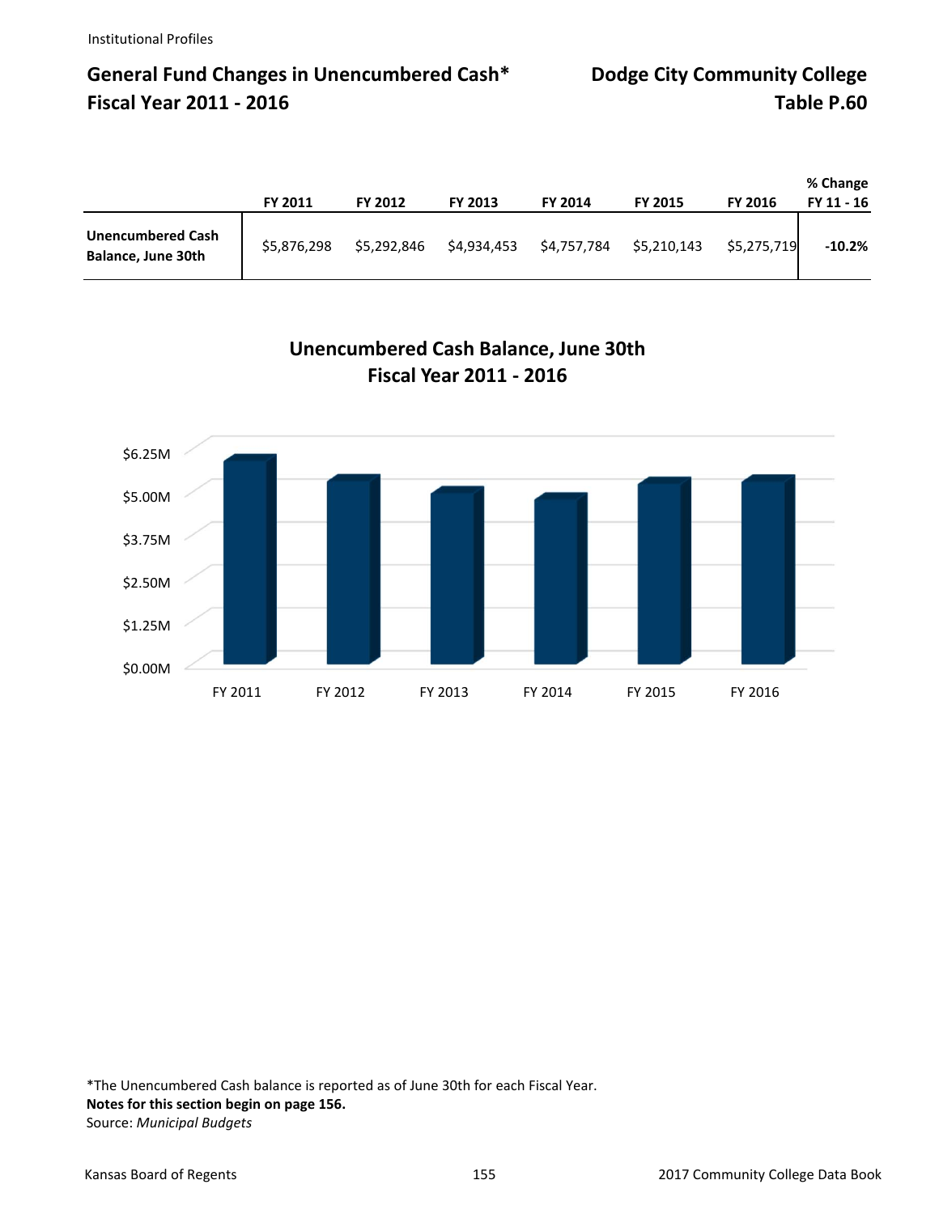## General Fund Changes in Unencumbered Cash*
## Fiscal Year 2011 - 2016

## Dodge City Community College
## Table P.60

| | FY 2011 | FY 2012 | FY 2013 | FY 2014 | FY 2015 | FY 2016 | % Change FY 11 - 16 |
|---|---|---|---|---|---|---|---|
| **Unencumbered Cash Balance, June 30th** | $5,876,298 | $5,292,846 | $4,934,453 | $4,757,784 | $5,210,143 | $5,275,719 | **-10.2%** |

### Unencumbered Cash Balance, June 30th
### Fiscal Year 2011 - 2016

*The Unencumbered Cash balance is reported as of June 30th for each Fiscal Year.
**Notes for this section begin on page 156.**
Source: *Municipal Budgets*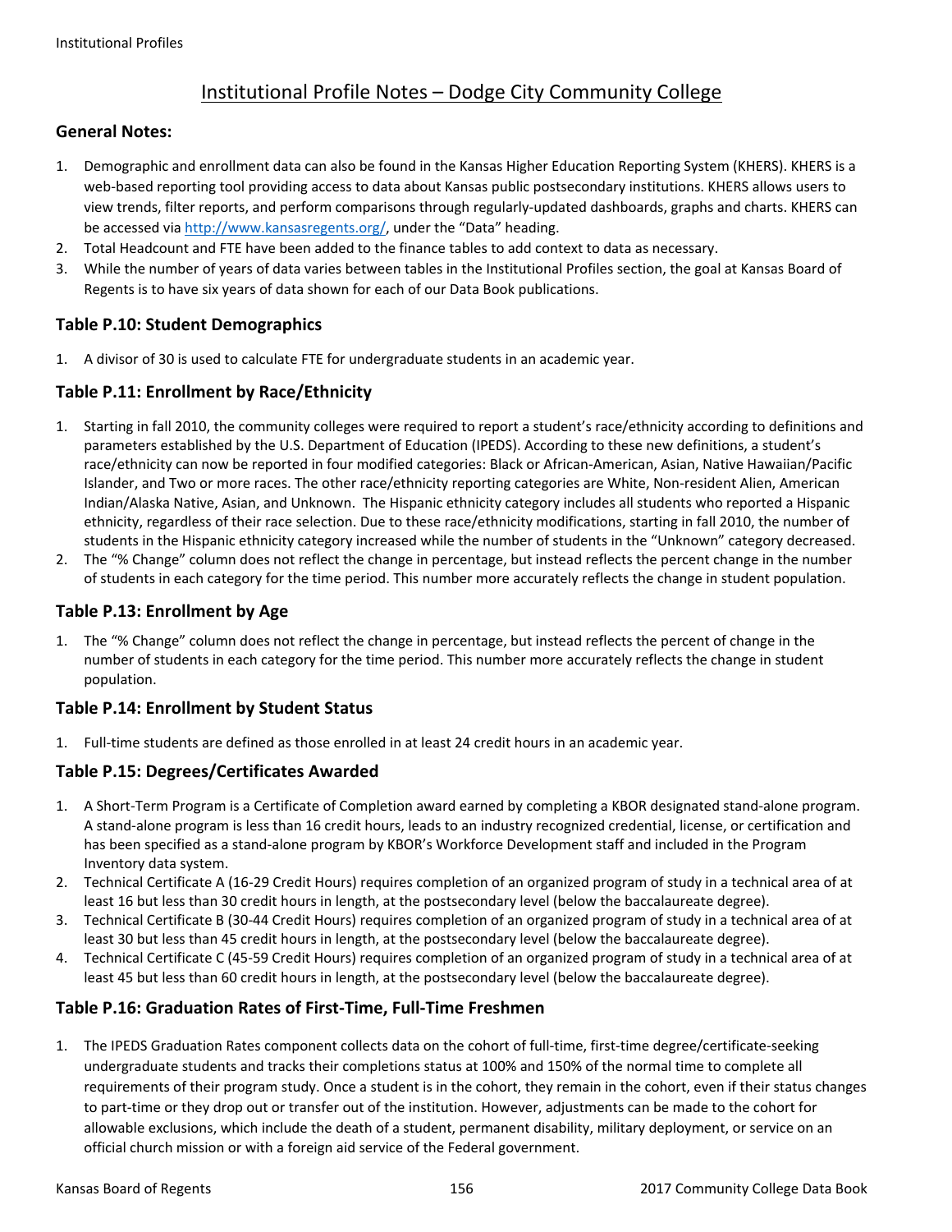# Institutional Profile Notes – Dodge City Community College

## General Notes:

1. Demographic and enrollment data can also be found in the Kansas Higher Education Reporting System (KHERS). KHERS is a web-based reporting tool providing access to data about Kansas public postsecondary institutions. KHERS allows users to view trends, filter reports, and perform comparisons through regularly-updated dashboards, graphs and charts. KHERS can be accessed via http://www.kansasregents.org/, under the "Data" heading.
2. Total Headcount and FTE have been added to the finance tables to add context to data as necessary.
3. While the number of years of data varies between tables in the Institutional Profiles section, the goal at Kansas Board of Regents is to have six years of data shown for each of our Data Book publications.

## Table P.10: Student Demographics

1. A divisor of 30 is used to calculate FTE for undergraduate students in an academic year.

## Table P.11: Enrollment by Race/Ethnicity

1. Starting in fall 2010, the community colleges were required to report a student's race/ethnicity according to definitions and parameters established by the U.S. Department of Education (IPEDS). According to these new definitions, a student's race/ethnicity can now be reported in four modified categories: Black or African-American, Asian, Native Hawaiian/Pacific Islander, and Two or more races. The other race/ethnicity reporting categories are White, Non-resident Alien, American Indian/Alaska Native, Asian, and Unknown. The Hispanic ethnicity category includes all students who reported a Hispanic ethnicity, regardless of their race selection. Due to these race/ethnicity modifications, starting in fall 2010, the number of students in the Hispanic ethnicity category increased while the number of students in the "Unknown" category decreased.
2. The "% Change" column does not reflect the change in percentage, but instead reflects the percent change in the number of students in each category for the time period. This number more accurately reflects the change in student population.

## Table P.13: Enrollment by Age

1. The "% Change" column does not reflect the change in percentage, but instead reflects the percent of change in the number of students in each category for the time period. This number more accurately reflects the change in student population.

## Table P.14: Enrollment by Student Status

1. Full-time students are defined as those enrolled in at least 24 credit hours in an academic year.

## Table P.15: Degrees/Certificates Awarded

1. A Short-Term Program is a Certificate of Completion award earned by completing a KBOR designated stand-alone program. A stand-alone program is less than 16 credit hours, leads to an industry recognized credential, license, or certification and has been specified as a stand-alone program by KBOR's Workforce Development staff and included in the Program Inventory data system.
2. Technical Certificate A (16-29 Credit Hours) requires completion of an organized program of study in a technical area of at least 16 but less than 30 credit hours in length, at the postsecondary level (below the baccalaureate degree).
3. Technical Certificate B (30-44 Credit Hours) requires completion of an organized program of study in a technical area of at least 30 but less than 45 credit hours in length, at the postsecondary level (below the baccalaureate degree).
4. Technical Certificate C (45-59 Credit Hours) requires completion of an organized program of study in a technical area of at least 45 but less than 60 credit hours in length, at the postsecondary level (below the baccalaureate degree).

## Table P.16: Graduation Rates of First-Time, Full-Time Freshmen

1. The IPEDS Graduation Rates component collects data on the cohort of full-time, first-time degree/certificate-seeking undergraduate students and tracks their completions status at 100% and 150% of the normal time to complete all requirements of their program study. Once a student is in the cohort, they remain in the cohort, even if their status changes to part-time or they drop out or transfer out of the institution. However, adjustments can be made to the cohort for allowable exclusions, which include the death of a student, permanent disability, military deployment, or service on an official church mission or with a foreign aid service of the Federal government.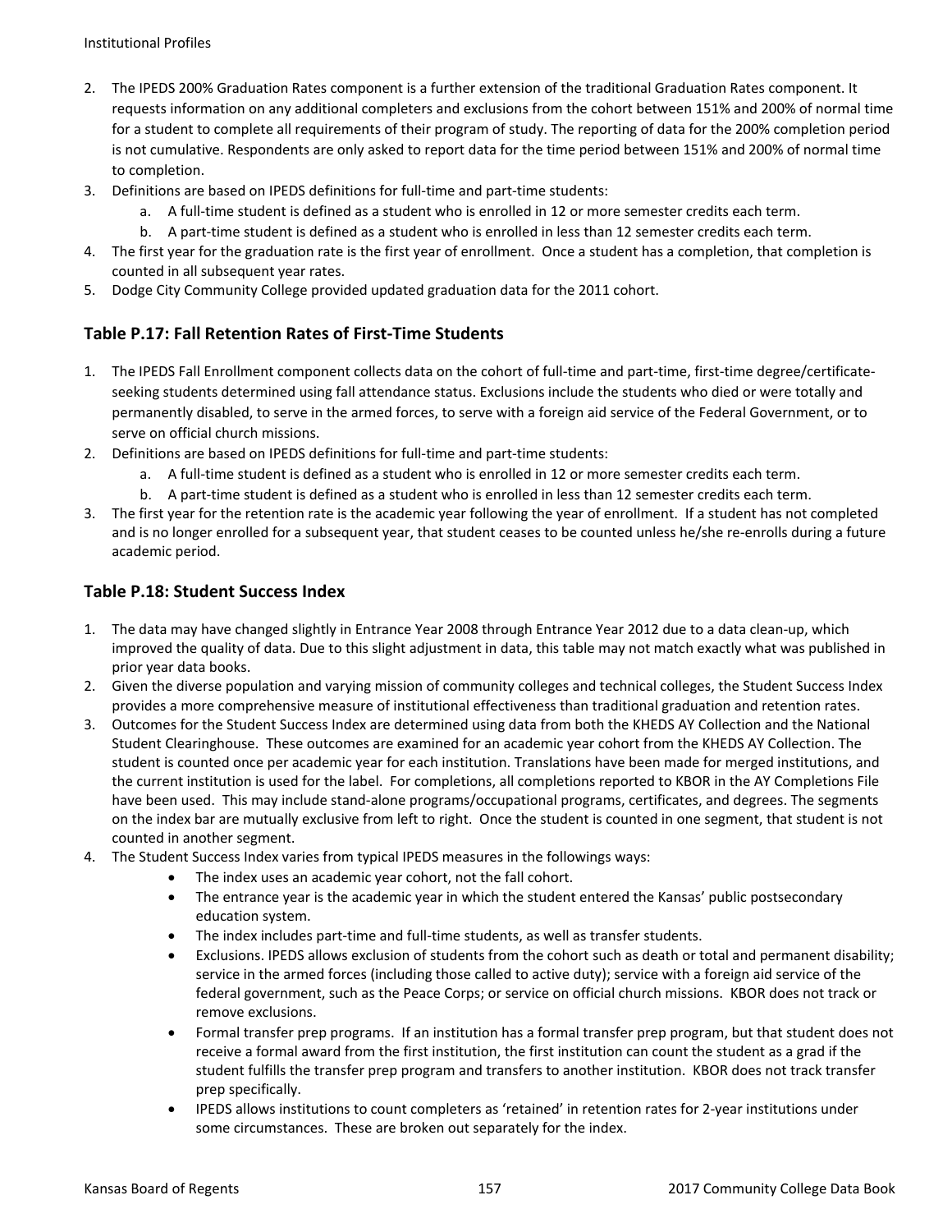2. The IPEDS 200% Graduation Rates component is a further extension of the traditional Graduation Rates component. It requests information on any additional completers and exclusions from the cohort between 151% and 200% of normal time for a student to complete all requirements of their program of study. The reporting of data for the 200% completion period is not cumulative. Respondents are only asked to report data for the time period between 151% and 200% of normal time to completion.
3. Definitions are based on IPEDS definitions for full-time and part-time students:
    a. A full-time student is defined as a student who is enrolled in 12 or more semester credits each term.
    b. A part-time student is defined as a student who is enrolled in less than 12 semester credits each term.
4. The first year for the graduation rate is the first year of enrollment. Once a student has a completion, that completion is counted in all subsequent year rates.
5. Dodge City Community College provided updated graduation data for the 2011 cohort.

## Table P.17: Fall Retention Rates of First-Time Students

1. The IPEDS Fall Enrollment component collects data on the cohort of full-time and part-time, first-time degree/certificate-seeking students determined using fall attendance status. Exclusions include the students who died or were totally and permanently disabled, to serve in the armed forces, to serve with a foreign aid service of the Federal Government, or to serve on official church missions.
2. Definitions are based on IPEDS definitions for full-time and part-time students:
    a. A full-time student is defined as a student who is enrolled in 12 or more semester credits each term.
    b. A part-time student is defined as a student who is enrolled in less than 12 semester credits each term.
3. The first year for the retention rate is the academic year following the year of enrollment. If a student has not completed and is no longer enrolled for a subsequent year, that student ceases to be counted unless he/she re-enrolls during a future academic period.

## Table P.18: Student Success Index

1. The data may have changed slightly in Entrance Year 2008 through Entrance Year 2012 due to a data clean-up, which improved the quality of data. Due to this slight adjustment in data, this table may not match exactly what was published in prior year data books.
2. Given the diverse population and varying mission of community colleges and technical colleges, the Student Success Index provides a more comprehensive measure of institutional effectiveness than traditional graduation and retention rates.
3. Outcomes for the Student Success Index are determined using data from both the KHEDS AY Collection and the National Student Clearinghouse. These outcomes are examined for an academic year cohort from the KHEDS AY Collection. The student is counted once per academic year for each institution. Translations have been made for merged institutions, and the current institution is used for the label. For completions, all completions reported to KBOR in the AY Completions File have been used. This may include stand-alone programs/occupational programs, certificates, and degrees. The segments on the index bar are mutually exclusive from left to right. Once the student is counted in one segment, that student is not counted in another segment.
4. The Student Success Index varies from typical IPEDS measures in the followings ways:
    - The index uses an academic year cohort, not the fall cohort.
    - The entrance year is the academic year in which the student entered the Kansas' public postsecondary education system.
    - The index includes part-time and full-time students, as well as transfer students.
    - Exclusions. IPEDS allows exclusion of students from the cohort such as death or total and permanent disability; service in the armed forces (including those called to active duty); service with a foreign aid service of the federal government, such as the Peace Corps; or service on official church missions. KBOR does not track or remove exclusions.
    - Formal transfer prep programs. If an institution has a formal transfer prep program, but that student does not receive a formal award from the first institution, the first institution can count the student as a grad if the student fulfills the transfer prep program and transfers to another institution. KBOR does not track transfer prep specifically.
    - IPEDS allows institutions to count completers as 'retained' in retention rates for 2-year institutions under some circumstances. These are broken out separately for the index.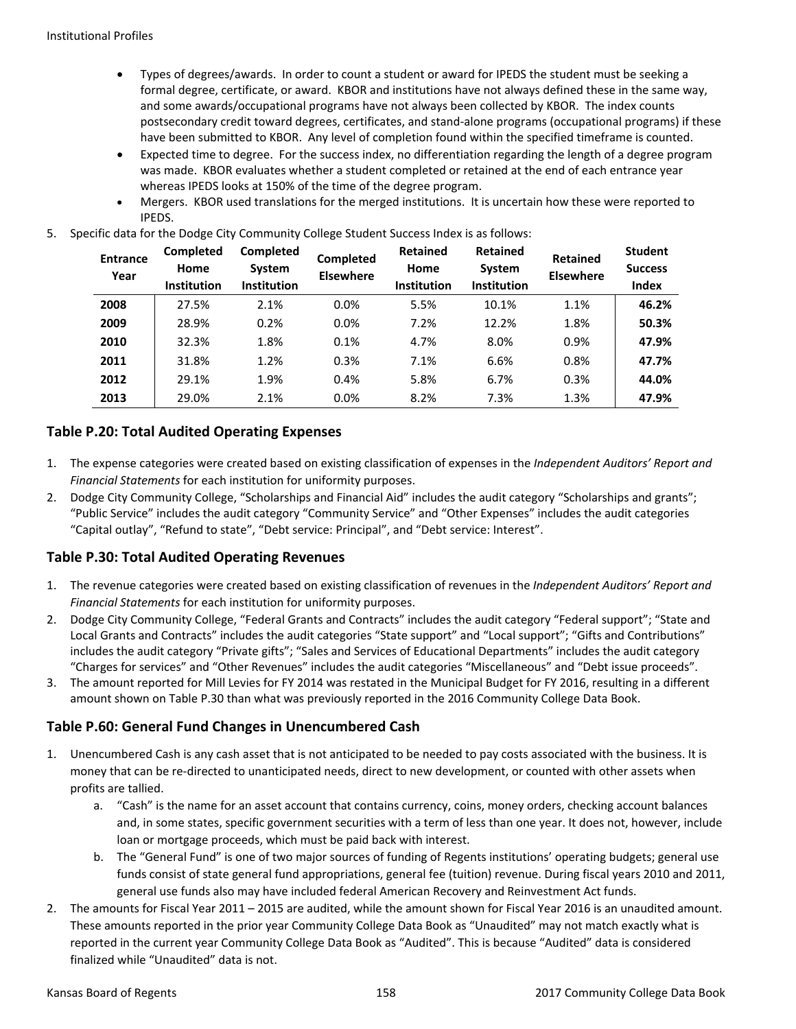- Types of degrees/awards. In order to count a student or award for IPEDS the student must be seeking a formal degree, certificate, or award. KBOR and institutions have not always defined these in the same way, and some awards/occupational programs have not always been collected by KBOR. The index counts postsecondary credit toward degrees, certificates, and stand-alone programs (occupational programs) if these have been submitted to KBOR. Any level of completion found within the specified timeframe is counted.
- Expected time to degree. For the success index, no differentiation regarding the length of a degree program was made. KBOR evaluates whether a student completed or retained at the end of each entrance year whereas IPEDS looks at 150% of the time of the degree program.
- Mergers. KBOR used translations for the merged institutions. It is uncertain how these were reported to IPEDS.

5. Specific data for the Dodge City Community College Student Success Index is as follows:

| Entrance Year | Completed Home Institution | Completed System Institution | Completed Elsewhere | Retained Home Institution | Retained System Institution | Retained Elsewhere | Student Success Index |
|---|---|---|---|---|---|---|---|
| **2008** | 27.5% | 2.1% | 0.0% | 5.5% | 10.1% | 1.1% | **46.2%** |
| **2009** | 28.9% | 0.2% | 0.0% | 7.2% | 12.2% | 1.8% | **50.3%** |
| **2010** | 32.3% | 1.8% | 0.1% | 4.7% | 8.0% | 0.9% | **47.9%** |
| **2011** | 31.8% | 1.2% | 0.3% | 7.1% | 6.6% | 0.8% | **47.7%** |
| **2012** | 29.1% | 1.9% | 0.4% | 5.8% | 6.7% | 0.3% | **44.0%** |
| **2013** | 29.0% | 2.1% | 0.0% | 8.2% | 7.3% | 1.3% | **47.9%** |

## Table P.20: Total Audited Operating Expenses

1. The expense categories were created based on existing classification of expenses in the *Independent Auditors' Report and Financial Statements* for each institution for uniformity purposes.
2. Dodge City Community College, "Scholarships and Financial Aid" includes the audit category "Scholarships and grants"; "Public Service" includes the audit category "Community Service" and "Other Expenses" includes the audit categories "Capital outlay", "Refund to state", "Debt service: Principal", and "Debt service: Interest".

## Table P.30: Total Audited Operating Revenues

1. The revenue categories were created based on existing classification of revenues in the *Independent Auditors' Report and Financial Statements* for each institution for uniformity purposes.
2. Dodge City Community College, "Federal Grants and Contracts" includes the audit category "Federal support"; "State and Local Grants and Contracts" includes the audit categories "State support" and "Local support"; "Gifts and Contributions" includes the audit category "Private gifts"; "Sales and Services of Educational Departments" includes the audit category "Charges for services" and "Other Revenues" includes the audit categories "Miscellaneous" and "Debt issue proceeds".
3. The amount reported for Mill Levies for FY 2014 was restated in the Municipal Budget for FY 2016, resulting in a different amount shown on Table P.30 than what was previously reported in the 2016 Community College Data Book.

## Table P.60: General Fund Changes in Unencumbered Cash

1. Unencumbered Cash is any cash asset that is not anticipated to be needed to pay costs associated with the business. It is money that can be re-directed to unanticipated needs, direct to new development, or counted with other assets when profits are tallied.
   a. "Cash" is the name for an asset account that contains currency, coins, money orders, checking account balances and, in some states, specific government securities with a term of less than one year. It does not, however, include loan or mortgage proceeds, which must be paid back with interest.
   b. The "General Fund" is one of two major sources of funding of Regents institutions' operating budgets; general use funds consist of state general fund appropriations, general fee (tuition) revenue. During fiscal years 2010 and 2011, general use funds also may have included federal American Recovery and Reinvestment Act funds.
2. The amounts for Fiscal Year 2011 – 2015 are audited, while the amount shown for Fiscal Year 2016 is an unaudited amount. These amounts reported in the prior year Community College Data Book as "Unaudited" may not match exactly what is reported in the current year Community College Data Book as "Audited". This is because "Audited" data is considered finalized while "Unaudited" data is not.